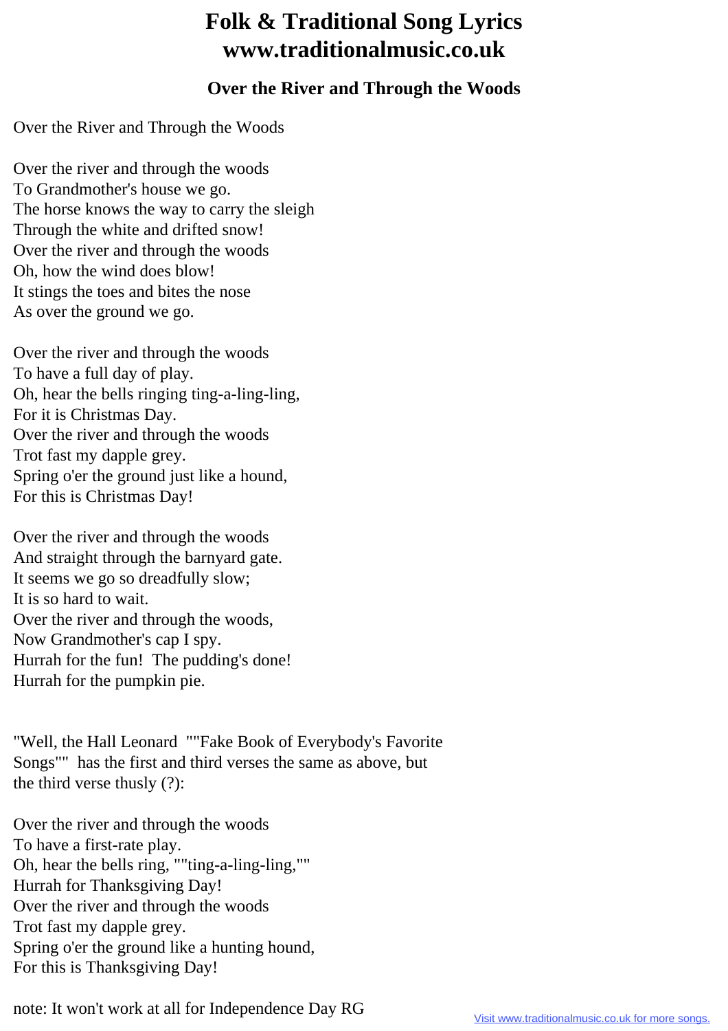# Folk & Traditional Song Lyrics
# www.traditionalmusic.co.uk

### Over the River and Through the Woods

Over the River and Through the Woods

Over the river and through the woods
To Grandmother's house we go.
The horse knows the way to carry the sleigh
Through the white and drifted snow!
Over the river and through the woods
Oh, how the wind does blow!
It stings the toes and bites the nose
As over the ground we go.

Over the river and through the woods
To have a full day of play.
Oh, hear the bells ringing ting-a-ling-ling,
For it is Christmas Day.
Over the river and through the woods
Trot fast my dapple grey.
Spring o'er the ground just like a hound,
For this is Christmas Day!

Over the river and through the woods
And straight through the barnyard gate.
It seems we go so dreadfully slow;
It is so hard to wait.
Over the river and through the woods,
Now Grandmother's cap I spy.
Hurrah for the fun! The pudding's done!
Hurrah for the pumpkin pie.

"Well, the Hall Leonard ""Fake Book of Everybody's Favorite Songs"" has the first and third verses the same as above, but the third verse thusly (?):

Over the river and through the woods
To have a first-rate play.
Oh, hear the bells ring, ""ting-a-ling-ling,""
Hurrah for Thanksgiving Day!
Over the river and through the woods
Trot fast my dapple grey.
Spring o'er the ground like a hunting hound,
For this is Thanksgiving Day!

note: It won't work at all for Independence Day RG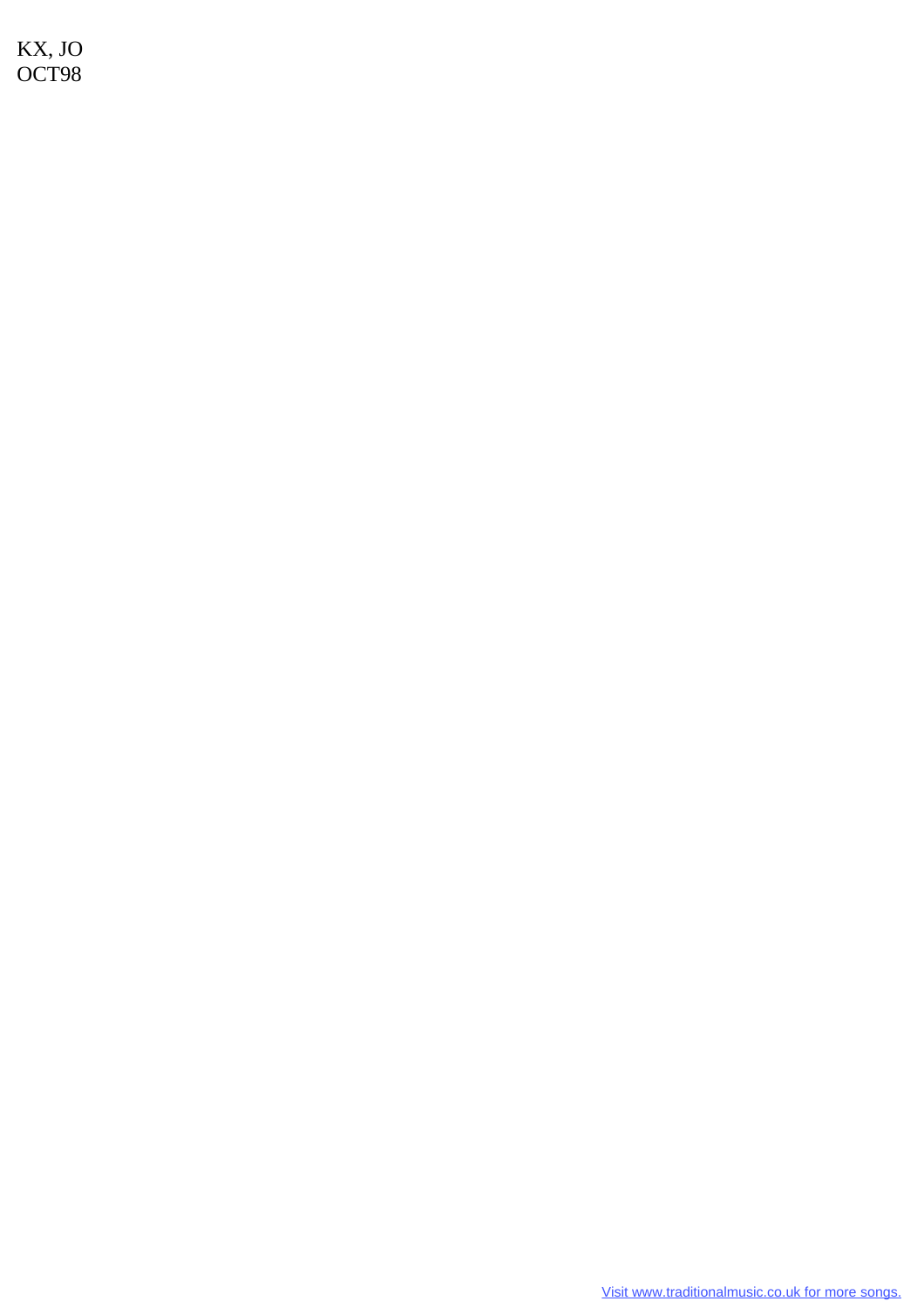KX, JO
OCT98